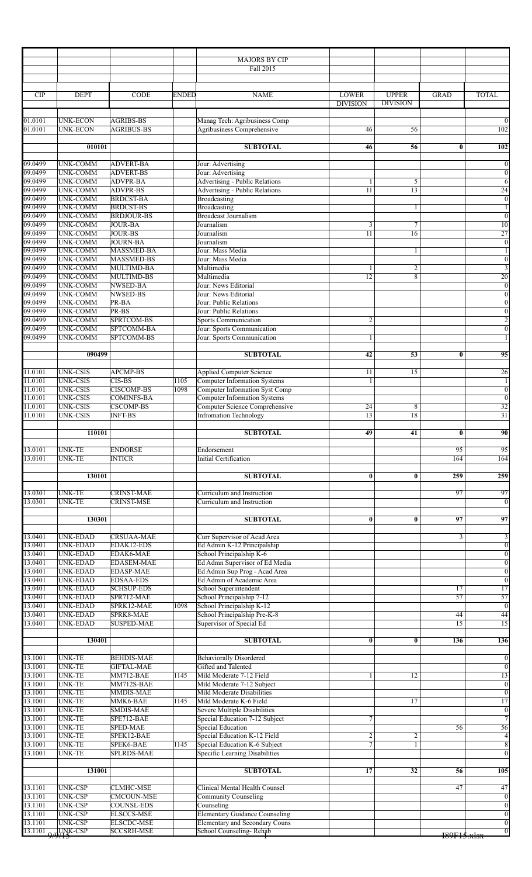# MAJORS BY CIP

## Fall 2015

| CIP | DEPT | CODE | ENDED | NAME | LOWER DIVISION | UPPER DIVISION | GRAD | TOTAL |
|---|---|---|---|---|---|---|---|---|
| 01.0101 | UNK-ECON | AGRIBS-BS | | Manag Tech: Agribusiness Comp | | | | 0 |
| 01.0101 | UNK-ECON | AGRIBUS-BS | | Agribusiness Comprehensive | 46 | 56 | | 102 |
| | **010101** | | | **SUBTOTAL** | **46** | **56** | **0** | **102** |
| 09.0499 | UNK-COMM | ADVERT-BA | | Jour: Advertising | | | | 0 |
| 09.0499 | UNK-COMM | ADVERT-BS | | Jour: Advertising | | | | 0 |
| 09.0499 | UNK-COMM | ADVPR-BA | | Advertising - Public Relations | 1 | 5 | | 6 |
| 09.0499 | UNK-COMM | ADVPR-BS | | Advertising - Public Relations | 11 | 13 | | 24 |
| 09.0499 | UNK-COMM | BRDCST-BA | | Broadcasting | | | | 0 |
| 09.0499 | UNK-COMM | BRDCST-BS | | Broadcasting | | 1 | | 1 |
| 09.0499 | UNK-COMM | BRDJOUR-BS | | Broadcast Journalism | | | | 0 |
| 09.0499 | UNK-COMM | JOUR-BA | | Journalism | 3 | 7 | | 10 |
| 09.0499 | UNK-COMM | JOUR-BS | | Journalism | 11 | 16 | | 27 |
| 09.0499 | UNK-COMM | JOURN-BA | | Journalism | | | | 0 |
| 09.0499 | UNK-COMM | MASSMED-BA | | Jour: Mass Media | | 1 | | 1 |
| 09.0499 | UNK-COMM | MASSMED-BS | | Jour: Mass Media | | | | 0 |
| 09.0499 | UNK-COMM | MULTIMD-BA | | Multimedia | 1 | 2 | | 3 |
| 09.0499 | UNK-COMM | MULTIMD-BS | | Multimedia | 12 | 8 | | 20 |
| 09.0499 | UNK-COMM | NWSED-BA | | Jour: News Editorial | | | | 0 |
| 09.0499 | UNK-COMM | NWSED-BS | | Jour: News Editorial | | | | 0 |
| 09.0499 | UNK-COMM | PR-BA | | Jour: Public Relations | | | | 0 |
| 09.0499 | UNK-COMM | PR-BS | | Jour: Public Relations | | | | 0 |
| 09.0499 | UNK-COMM | SPRTCOM-BS | | Sports Communication | 2 | | | 2 |
| 09.0499 | UNK-COMM | SPTCOMM-BA | | Jour: Sports Communication | | | | 0 |
| 09.0499 | UNK-COMM | SPTCOMM-BS | | Jour: Sports Communication | 1 | | | 1 |
| | **090499** | | | **SUBTOTAL** | **42** | **53** | **0** | **95** |
| 11.0101 | UNK-CSIS | APCMP-BS | | Applied Computer Science | 11 | 15 | | 26 |
| 11.0101 | UNK-CSIS | CIS-BS | 1105 | Computer Information Systems | 1 | | | 1 |
| 11.0101 | UNK-CSIS | CISCOMP-BS | 1098 | Computer Information Syst Comp | | | | 0 |
| 11.0101 | UNK-CSIS | COMINFS-BA | | Computer Information Systems | | | | 0 |
| 11.0101 | UNK-CSIS | CSCOMP-BS | | Computer Science Comprehensive | 24 | 8 | | 32 |
| 11.0101 | UNK-CSIS | INFT-BS | | Infromation Technology | 13 | 18 | | 31 |
| | **110101** | | | **SUBTOTAL** | **49** | **41** | **0** | **90** |
| 13.0101 | UNK-TE | ENDORSE | | Endorsement | | | 95 | 95 |
| 13.0101 | UNK-TE | INTICR | | Initial Certification | | | 164 | 164 |
| | **130101** | | | **SUBTOTAL** | **0** | **0** | **259** | **259** |
| 13.0301 | UNK-TE | CRINST-MAE | | Curriculum and Instruction | | | 97 | 97 |
| 13.0301 | UNK-TE | CRINST-MSE | | Curriculum and Instruction | | | | 0 |
| | **130301** | | | **SUBTOTAL** | **0** | **0** | **97** | **97** |
| 13.0401 | UNK-EDAD | CRSUAA-MAE | | Curr Supervisor of Acad Area | | | 3 | 3 |
| 13.0401 | UNK-EDAD | EDAK12-EDS | | Ed Admin K-12 Principalship | | | | 0 |
| 13.0401 | UNK-EDAD | EDAK6-MAE | | School Principalship K-6 | | | | 0 |
| 13.0401 | UNK-EDAD | EDASEM-MAE | | Ed Admn Supervisor of Ed Media | | | | 0 |
| 13.0401 | UNK-EDAD | EDASP-MAE | | Ed Admin Sup Prog - Acad Area | | | | 0 |
| 13.0401 | UNK-EDAD | EDSAA-EDS | | Ed Admin of Academic Area | | | | 0 |
| 13.0401 | UNK-EDAD | SCHSUP-EDS | | School Superintendent | | | 17 | 17 |
| 13.0401 | UNK-EDAD | SPR712-MAE | | School Principalship 7-12 | | | 57 | 57 |
| 13.0401 | UNK-EDAD | SPRK12-MAE | 1098 | School Principalship K-12 | | | | 0 |
| 13.0401 | UNK-EDAD | SPRK8-MAE | | School Principalship Pre-K-8 | | | 44 | 44 |
| 13.0401 | UNK-EDAD | SUSPED-MAE | | Supervisor of Special Ed | | | 15 | 15 |
| | **130401** | | | **SUBTOTAL** | **0** | **0** | **136** | **136** |
| 13.1001 | UNK-TE | BEHDIS-MAE | | Behaviorally Disordered | | | | 0 |
| 13.1001 | UNK-TE | GIFTAL-MAE | | Gifted and Talented | | | | 0 |
| 13.1001 | UNK-TE | MM712-BAE | 1145 | Mild Moderate 7-12 Field | 1 | 12 | | 13 |
| 13.1001 | UNK-TE | MM712S-BAE | | Mild Moderate 7-12 Subject | | | | 0 |
| 13.1001 | UNK-TE | MMDIS-MAE | | Mild Moderate Disabilities | | | | 0 |
| 13.1001 | UNK-TE | MMK6-BAE | 1145 | Mild Moderate K-6 Field | | 17 | | 17 |
| 13.1001 | UNK-TE | SMDIS-MAE | | Severe Multiple Disabilities | | | | 0 |
| 13.1001 | UNK-TE | SPE712-BAE | | Special Education 7-12 Subject | 7 | | | 7 |
| 13.1001 | UNK-TE | SPED-MAE | | Special Education | | | 56 | 56 |
| 13.1001 | UNK-TE | SPEK12-BAE | | Special Education K-12 Field | 2 | 2 | | 4 |
| 13.1001 | UNK-TE | SPEK6-BAE | 1145 | Special Education K-6 Subject | 7 | 1 | | 8 |
| 13.1001 | UNK-TE | SPLRDS-MAE | | Specific Learning Disabilities | | | | 0 |
| | **131001** | | | **SUBTOTAL** | **17** | **32** | **56** | **105** |
| 13.1101 | UNK-CSP | CLMHC-MSE | | Clinical Mental Health Counsel | | | 47 | 47 |
| 13.1101 | UNK-CSP | CMCOUN-MSE | | Community Counseling | | | | 0 |
| 13.1101 | UNK-CSP | COUNSL-EDS | | Counseling | | | | 0 |
| 13.1101 | UNK-CSP | ELSCCS-MSE | | Elementary Guidance Counseling | | | | 0 |
| 13.1101 | UNK-CSP | ELSCDC-MSE | | Elementary and Secondary Couns | | | | 0 |
| 13.1101 | UNK-CSP | SCCSRH-MSE | | School Counseling- Rehab | | | | 0 |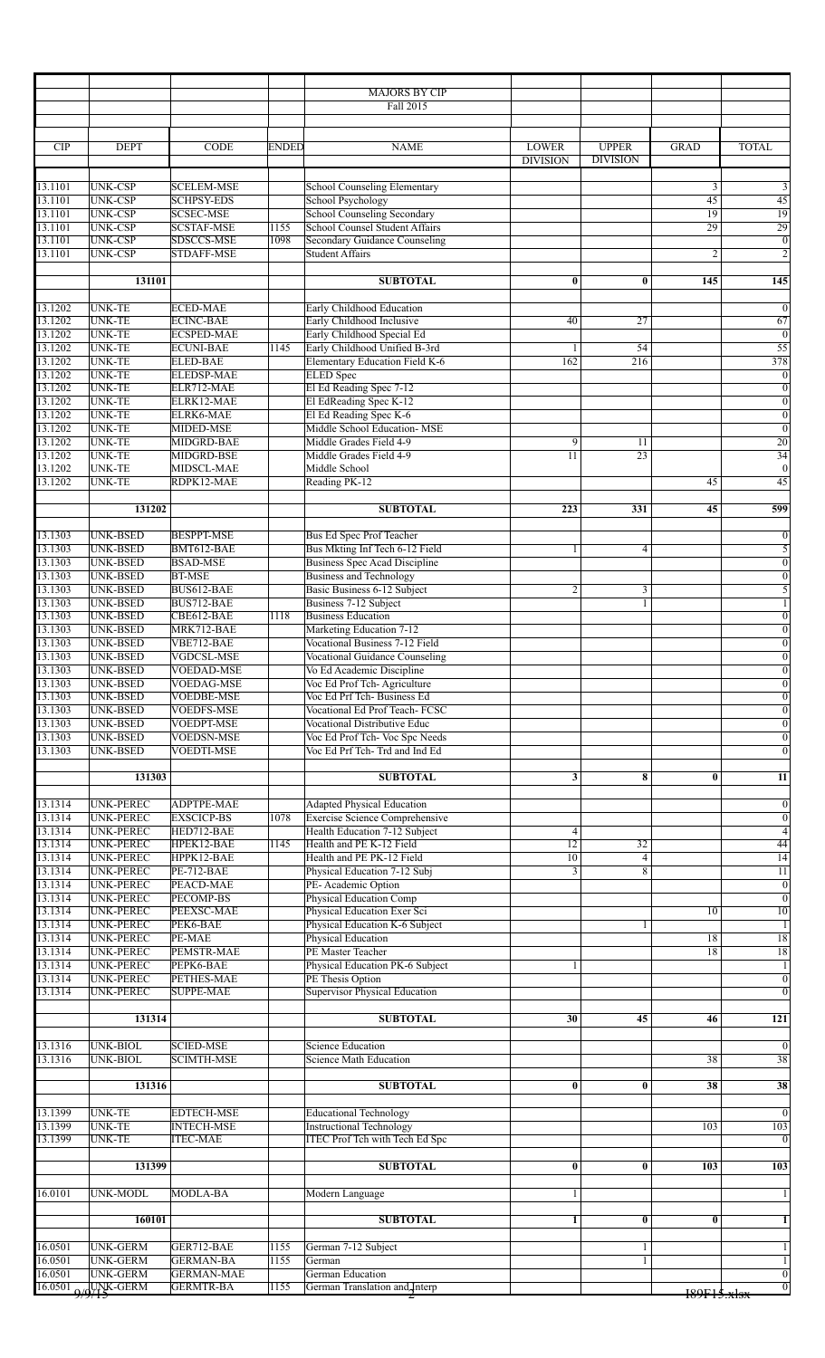| | | | | MAJORS BY CIP Fall 2015 | | | | |
|---|---|---|---|---|---|---|---|---|
| CIP | DEPT | CODE | ENDED | NAME | LOWER DIVISION | UPPER DIVISION | GRAD | TOTAL |
| 13.1101 | UNK-CSP | SCELEM-MSE | | School Counseling Elementary | | | 3 | 3 |
| 13.1101 | UNK-CSP | SCHPSY-EDS | | School Psychology | | | 45 | 45 |
| 13.1101 | UNK-CSP | SCSEC-MSE | | School Counseling Secondary | | | 19 | 19 |
| 13.1101 | UNK-CSP | SCSTAF-MSE | 1155 | School Counsel Student Affairs | | | 29 | 29 |
| 13.1101 | UNK-CSP | SDSCCS-MSE | 1098 | Secondary Guidance Counseling | | | | 0 |
| 13.1101 | UNK-CSP | STDAFF-MSE | | Student Affairs | | | 2 | 2 |
| | 131101 | | | SUBTOTAL | 0 | 0 | 145 | 145 |
| 13.1202 | UNK-TE | ECED-MAE | | Early Childhood Education | | | | 0 |
| 13.1202 | UNK-TE | ECINC-BAE | | Early Childhood Inclusive | 40 | 27 | | 67 |
| 13.1202 | UNK-TE | ECSPED-MAE | | Early Childhood Special Ed | | | | 0 |
| 13.1202 | UNK-TE | ECUNI-BAE | 1145 | Early Childhood Unified B-3rd | 1 | 54 | | 55 |
| 13.1202 | UNK-TE | ELED-BAE | | Elementary Education Field K-6 | 162 | 216 | | 378 |
| 13.1202 | UNK-TE | ELEDSP-MAE | | ELED Spec | | | | 0 |
| 13.1202 | UNK-TE | ELR712-MAE | | El Ed Reading Spec 7-12 | | | | 0 |
| 13.1202 | UNK-TE | ELRK12-MAE | | El EdReading Spec K-12 | | | | 0 |
| 13.1202 | UNK-TE | ELRK6-MAE | | El Ed Reading Spec K-6 | | | | 0 |
| 13.1202 | UNK-TE | MIDED-MSE | | Middle School Education- MSE | | | | 0 |
| 13.1202 | UNK-TE | MIDGRD-BAE | | Middle Grades Field 4-9 | 9 | 11 | | 20 |
| 13.1202 | UNK-TE | MIDGRD-BSE | | Middle Grades Field 4-9 | 11 | 23 | | 34 |
| 13.1202 | UNK-TE | MIDSCL-MAE | | Middle School | | | | 0 |
| 13.1202 | UNK-TE | RDPK12-MAE | | Reading PK-12 | | | 45 | 45 |
| | 131202 | | | SUBTOTAL | 223 | 331 | 45 | 599 |
| 13.1303 | UNK-BSED | BESPPT-MSE | | Bus Ed Spec Prof Teacher | | | | 0 |
| 13.1303 | UNK-BSED | BMT612-BAE | | Bus Mkting Inf Tech 6-12 Field | 1 | 4 | | 5 |
| 13.1303 | UNK-BSED | BSAD-MSE | | Business Spec Acad Discipline | | | | 0 |
| 13.1303 | UNK-BSED | BT-MSE | | Business and Technology | | | | 0 |
| 13.1303 | UNK-BSED | BUS612-BAE | | Basic Business 6-12 Subject | 2 | 3 | | 5 |
| 13.1303 | UNK-BSED | BUS712-BAE | | Business 7-12 Subject | | 1 | | 1 |
| 13.1303 | UNK-BSED | CBE612-BAE | 1118 | Business Education | | | | 0 |
| 13.1303 | UNK-BSED | MRK712-BAE | | Marketing Education 7-12 | | | | 0 |
| 13.1303 | UNK-BSED | VBE712-BAE | | Vocational Business 7-12 Field | | | | 0 |
| 13.1303 | UNK-BSED | VGDCSL-MSE | | Vocational Guidance Counseling | | | | 0 |
| 13.1303 | UNK-BSED | VOEDAD-MSE | | Vo Ed Academic Discipline | | | | 0 |
| 13.1303 | UNK-BSED | VOEDAG-MSE | | Voc Ed Prof Tch- Agriculture | | | | 0 |
| 13.1303 | UNK-BSED | VOEDBE-MSE | | Voc Ed Prf Tch- Business Ed | | | | 0 |
| 13.1303 | UNK-BSED | VOEDFS-MSE | | Vocational Ed Prof Teach- FCSC | | | | 0 |
| 13.1303 | UNK-BSED | VOEDPT-MSE | | Vocational Distributive Educ | | | | 0 |
| 13.1303 | UNK-BSED | VOEDSN-MSE | | Voc Ed Prof Tch- Voc Spc Needs | | | | 0 |
| 13.1303 | UNK-BSED | VOEDTI-MSE | | Voc Ed Prf Tch- Trd and Ind Ed | | | | 0 |
| | 131303 | | | SUBTOTAL | 3 | 8 | 0 | 11 |
| 13.1314 | UNK-PEREC | ADPTPE-MAE | | Adapted Physical Education | | | | 0 |
| 13.1314 | UNK-PEREC | EXSCICP-BS | 1078 | Exercise Science Comprehensive | | | | 0 |
| 13.1314 | UNK-PEREC | HED712-BAE | | Health Education 7-12 Subject | 4 | | | 4 |
| 13.1314 | UNK-PEREC | HPEK12-BAE | 1145 | Health and PE K-12 Field | 12 | 32 | | 44 |
| 13.1314 | UNK-PEREC | HPPK12-BAE | | Health and PE PK-12 Field | 10 | 4 | | 14 |
| 13.1314 | UNK-PEREC | PE-712-BAE | | Physical Education 7-12 Subj | 3 | 8 | | 11 |
| 13.1314 | UNK-PEREC | PEACD-MAE | | PE- Academic Option | | | | 0 |
| 13.1314 | UNK-PEREC | PECOMP-BS | | Physical Education Comp | | | | 0 |
| 13.1314 | UNK-PEREC | PEEXSC-MAE | | Physical Education Exer Sci | | | 10 | 10 |
| 13.1314 | UNK-PEREC | PEK6-BAE | | Physical Education K-6 Subject | | 1 | | 1 |
| 13.1314 | UNK-PEREC | PE-MAE | | Physical Education | | | 18 | 18 |
| 13.1314 | UNK-PEREC | PEMSTR-MAE | | PE Master Teacher | | | 18 | 18 |
| 13.1314 | UNK-PEREC | PEPK6-BAE | | Physical Education PK-6 Subject | 1 | | | 1 |
| 13.1314 | UNK-PEREC | PETHES-MAE | | PE Thesis Option | | | | 0 |
| 13.1314 | UNK-PEREC | SUPPE-MAE | | Supervisor Physical Education | | | | 0 |
| | 131314 | | | SUBTOTAL | 30 | 45 | 46 | 121 |
| 13.1316 | UNK-BIOL | SCIED-MSE | | Science Education | | | | 0 |
| 13.1316 | UNK-BIOL | SCIMTH-MSE | | Science Math Education | | | 38 | 38 |
| | 131316 | | | SUBTOTAL | 0 | 0 | 38 | 38 |
| 13.1399 | UNK-TE | EDTECH-MSE | | Educational Technology | | | | 0 |
| 13.1399 | UNK-TE | INTECH-MSE | | Instructional Technology | | | 103 | 103 |
| 13.1399 | UNK-TE | ITEC-MAE | | ITEC Prof Tch with Tech Ed Spc | | | | 0 |
| | 131399 | | | SUBTOTAL | 0 | 0 | 103 | 103 |
| 16.0101 | UNK-MODL | MODLA-BA | | Modern Language | 1 | | | 1 |
| | 160101 | | | SUBTOTAL | 1 | 0 | 0 | 1 |
| 16.0501 | UNK-GERM | GER712-BAE | 1155 | German 7-12 Subject | | 1 | | 1 |
| 16.0501 | UNK-GERM | GERMAN-BA | 1155 | German | | 1 | | 1 |
| 16.0501 | UNK-GERM | GERMAN-MAE | | German Education | | | | 0 |
| 16.0501 | UNK-GERM | GERMTR-BA | 1155 | German Translation and Interp | | | | 0 |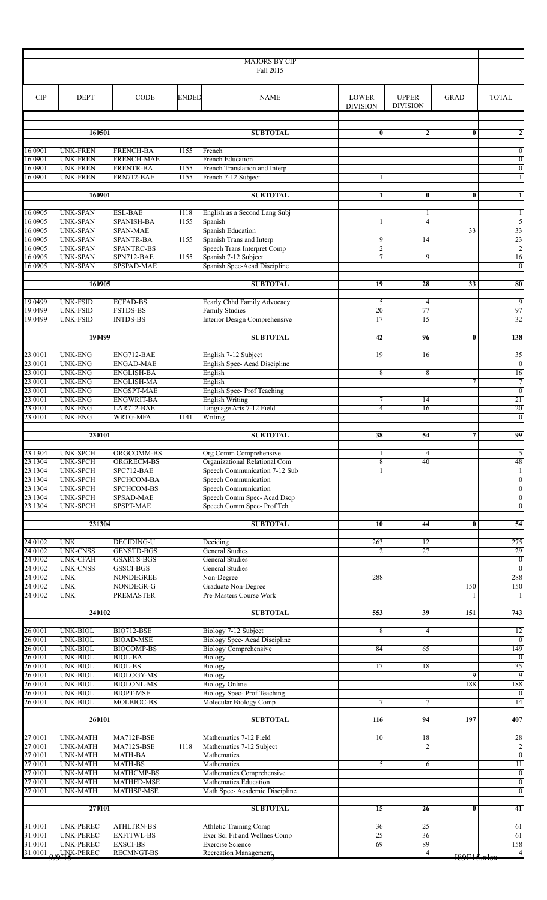| CIP | DEPT | CODE | ENDED | NAME | LOWER DIVISION | UPPER DIVISION | GRAD | TOTAL |
|---|---|---|---|---|---|---|---|---|
| | | | | MAJORS BY CIP Fall 2015 | | | | |
| | 160501 | | | SUBTOTAL | 0 | 2 | 0 | 2 |
| 16.0901 | UNK-FREN | FRENCH-BA | 1155 | French | | | | 0 |
| 16.0901 | UNK-FREN | FRENCH-MAE | | French Education | | | | 0 |
| 16.0901 | UNK-FREN | FRENTR-BA | 1155 | French Translation and Interp | | | | 0 |
| 16.0901 | UNK-FREN | FRN712-BAE | 1155 | French 7-12 Subject | 1 | | | 1 |
| | 160901 | | | SUBTOTAL | 1 | 0 | 0 | 1 |
| 16.0905 | UNK-SPAN | ESL-BAE | 1118 | English as a Second Lang Subj | | 1 | | 1 |
| 16.0905 | UNK-SPAN | SPANISH-BA | 1155 | Spanish | 1 | 4 | | 5 |
| 16.0905 | UNK-SPAN | SPAN-MAE | | Spanish Education | | | 33 | 33 |
| 16.0905 | UNK-SPAN | SPANTR-BA | 1155 | Spanish Trans and Interp | 9 | 14 | | 23 |
| 16.0905 | UNK-SPAN | SPANTRC-BS | | Speech Trans Interpret Comp | 2 | | | 2 |
| 16.0905 | UNK-SPAN | SPN712-BAE | 1155 | Spanish 7-12 Subject | 7 | 9 | | 16 |
| 16.0905 | UNK-SPAN | SPSPAD-MAE | | Spanish Spec-Acad Discipline | | | | 0 |
| | 160905 | | | SUBTOTAL | 19 | 28 | 33 | 80 |
| 19.0499 | UNK-FSID | ECFAD-BS | | Early Chhd Family Advocacy | 5 | 4 | | 9 |
| 19.0499 | UNK-FSID | FSTDS-BS | | Family Studies | 20 | 77 | | 97 |
| 19.0499 | UNK-FSID | INTDS-BS | | Interior Design Comprehensive | 17 | 15 | | 32 |
| | 190499 | | | SUBTOTAL | 42 | 96 | 0 | 138 |
| 23.0101 | UNK-ENG | ENG712-BAE | | English 7-12 Subject | 19 | 16 | | 35 |
| 23.0101 | UNK-ENG | ENGAD-MAE | | English Spec- Acad Discipline | | | | 0 |
| 23.0101 | UNK-ENG | ENGLISH-BA | | English | 8 | 8 | | 16 |
| 23.0101 | UNK-ENG | ENGLISH-MA | | English | | | 7 | 7 |
| 23.0101 | UNK-ENG | ENGSPT-MAE | | English Spec- Prof Teaching | | | | 0 |
| 23.0101 | UNK-ENG | ENGWRIT-BA | | English Writing | 7 | 14 | | 21 |
| 23.0101 | UNK-ENG | LAR712-BAE | | Language Arts 7-12 Field | 4 | 16 | | 20 |
| 23.0101 | UNK-ENG | WRTG-MFA | 1141 | Writing | | | | 0 |
| | 230101 | | | SUBTOTAL | 38 | 54 | 7 | 99 |
| 23.1304 | UNK-SPCH | ORGCOMM-BS | | Org Comm Comprehensive | 1 | 4 | | 5 |
| 23.1304 | UNK-SPCH | ORGRECM-BS | | Organizational Relational Com | 8 | 40 | | 48 |
| 23.1304 | UNK-SPCH | SPC712-BAE | | Speech Communication 7-12 Sub | 1 | | | 1 |
| 23.1304 | UNK-SPCH | SPCHCOM-BA | | Speech Communication | | | | 0 |
| 23.1304 | UNK-SPCH | SPCHCOM-BS | | Speech Communication | | | | 0 |
| 23.1304 | UNK-SPCH | SPSAD-MAE | | Speech Comm Spec- Acad Dscp | | | | 0 |
| 23.1304 | UNK-SPCH | SPSPT-MAE | | Speech Comm Spec- Prof Tch | | | | 0 |
| | 231304 | | | SUBTOTAL | 10 | 44 | 0 | 54 |
| 24.0102 | UNK | DECIDING-U | | Deciding | 263 | 12 | | 275 |
| 24.0102 | UNK-CNSS | GENSTD-BGS | | General Studies | 2 | 27 | | 29 |
| 24.0102 | UNK-CFAH | GSARTS-BGS | | General Studies | | | | 0 |
| 24.0102 | UNK-CNSS | GSSCI-BGS | | General Studies | | | | 0 |
| 24.0102 | UNK | NONDEGREE | | Non-Degree | 288 | | | 288 |
| 24.0102 | UNK | NONDEGR-G | | Graduate Non-Degree | | | 150 | 150 |
| 24.0102 | UNK | PREMASTER | | Pre-Masters Course Work | | | 1 | 1 |
| | 240102 | | | SUBTOTAL | 553 | 39 | 151 | 743 |
| 26.0101 | UNK-BIOL | BIO712-BSE | | Biology 7-12 Subject | 8 | 4 | | 12 |
| 26.0101 | UNK-BIOL | BIOAD-MSE | | Biology Spec- Acad Discipline | | | | 0 |
| 26.0101 | UNK-BIOL | BIOCOMP-BS | | Biology Comprehensive | 84 | 65 | | 149 |
| 26.0101 | UNK-BIOL | BIOL-BA | | Biology | | | | 0 |
| 26.0101 | UNK-BIOL | BIOL-BS | | Biology | 17 | 18 | | 35 |
| 26.0101 | UNK-BIOL | BIOLOGY-MS | | Biology | | | 9 | 9 |
| 26.0101 | UNK-BIOL | BIOLONL-MS | | Biology Online | | | 188 | 188 |
| 26.0101 | UNK-BIOL | BIOPT-MSE | | Biology Spec- Prof Teaching | | | | 0 |
| 26.0101 | UNK-BIOL | MOLBIOC-BS | | Molecular Biology Comp | 7 | 7 | | 14 |
| | 260101 | | | SUBTOTAL | 116 | 94 | 197 | 407 |
| 27.0101 | UNK-MATH | MA712F-BSE | | Mathematics 7-12 Field | 10 | 18 | | 28 |
| 27.0101 | UNK-MATH | MA712S-BSE | 1118 | Mathematics 7-12 Subject | | 2 | | 2 |
| 27.0101 | UNK-MATH | MATH-BA | | Mathematics | | | | 0 |
| 27.0101 | UNK-MATH | MATH-BS | | Mathematics | 5 | 6 | | 11 |
| 27.0101 | UNK-MATH | MATHCMP-BS | | Mathematics Comprehensive | | | | 0 |
| 27.0101 | UNK-MATH | MATHED-MSE | | Mathematics Education | | | | 0 |
| 27.0101 | UNK-MATH | MATHSP-MSE | | Math Spec- Academic Discipline | | | | 0 |
| | 270101 | | | SUBTOTAL | 15 | 26 | 0 | 41 |
| 31.0101 | UNK-PEREC | ATHLTRN-BS | | Athletic Training Comp | 36 | 25 | | 61 |
| 31.0101 | UNK-PEREC | EXFITWL-BS | | Exer Sci Fit and Wellnes Comp | 25 | 36 | | 61 |
| 31.0101 | UNK-PEREC | EXSCI-BS | | Exercise Science | 69 | 89 | | 158 |
| 31.0101 | UNK-PEREC | RECMNGT-BS | | Recreation Management | | 4 | | 4 |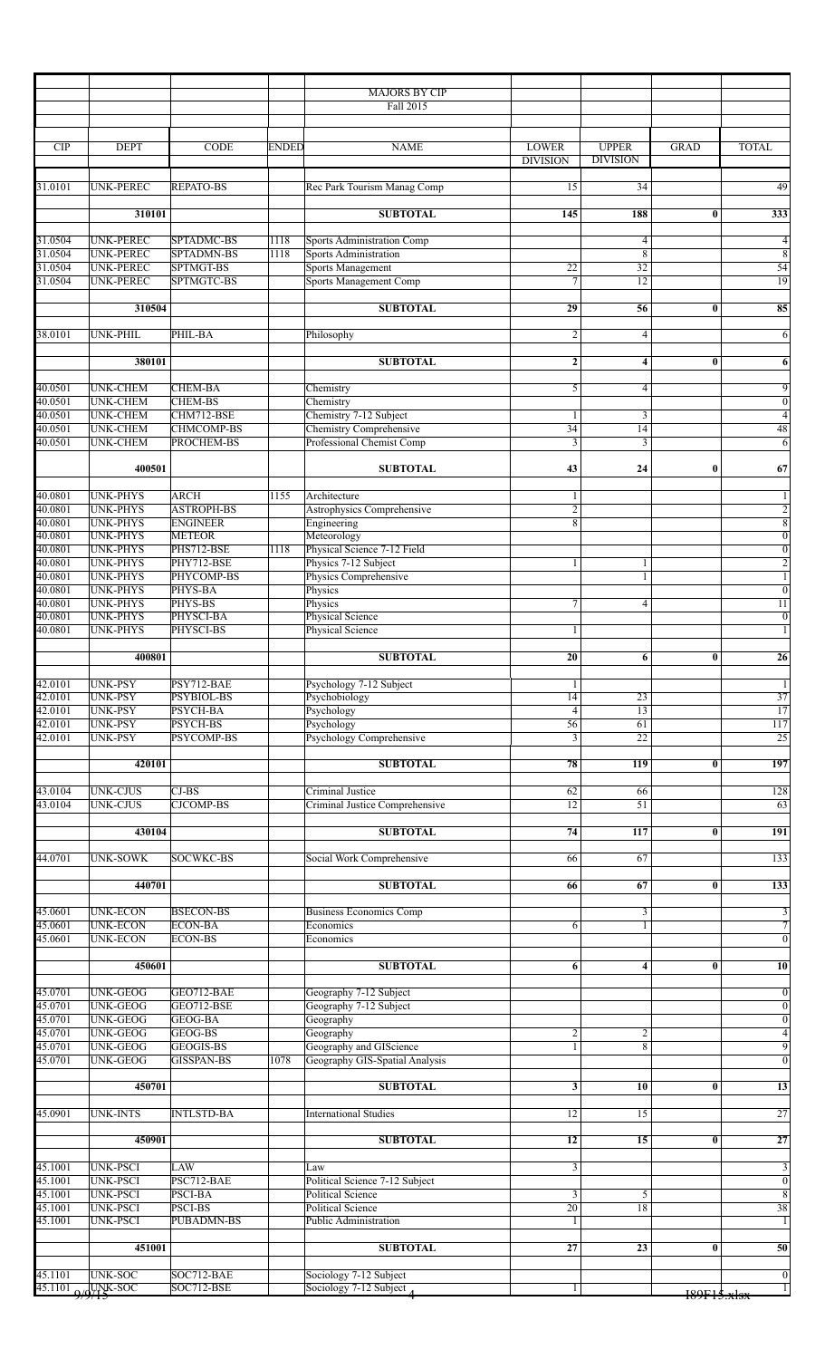| CIP | DEPT | CODE | ENDED | NAME | LOWER DIVISION | UPPER DIVISION | GRAD | TOTAL |
|---|---|---|---|---|---|---|---|---|
| | | | | **MAJORS BY CIP** | | | | |
| | | | | **Fall 2015** | | | | |
| 31.0101 | UNK-PEREC | REPATO-BS | | Rec Park Tourism Manag Comp | 15 | 34 | | 49 |
| | **310101** | | | **SUBTOTAL** | **145** | **188** | **0** | **333** |
| 31.0504 | UNK-PEREC | SPTADMC-BS | 1118 | Sports Administration Comp | | 4 | | 4 |
| 31.0504 | UNK-PEREC | SPTADMN-BS | 1118 | Sports Administration | | 8 | | 8 |
| 31.0504 | UNK-PEREC | SPTMGT-BS | | Sports Management | 22 | 32 | | 54 |
| 31.0504 | UNK-PEREC | SPTMGTC-BS | | Sports Management Comp | 7 | 12 | | 19 |
| | **310504** | | | **SUBTOTAL** | **29** | **56** | **0** | **85** |
| 38.0101 | UNK-PHIL | PHIL-BA | | Philosophy | 2 | 4 | | 6 |
| | **380101** | | | **SUBTOTAL** | **2** | **4** | **0** | **6** |
| 40.0501 | UNK-CHEM | CHEM-BA | | Chemistry | 5 | 4 | | 9 |
| 40.0501 | UNK-CHEM | CHEM-BS | | Chemistry | | | | 0 |
| 40.0501 | UNK-CHEM | CHM712-BSE | | Chemistry 7-12 Subject | 1 | 3 | | 4 |
| 40.0501 | UNK-CHEM | CHMCOMP-BS | | Chemistry Comprehensive | 34 | 14 | | 48 |
| 40.0501 | UNK-CHEM | PROCHEM-BS | | Professional Chemist Comp | 3 | 3 | | 6 |
| | **400501** | | | **SUBTOTAL** | **43** | **24** | **0** | **67** |
| 40.0801 | UNK-PHYS | ARCH | 1155 | Architecture | 1 | | | 1 |
| 40.0801 | UNK-PHYS | ASTROPH-BS | | Astrophysics Comprehensive | 2 | | | 2 |
| 40.0801 | UNK-PHYS | ENGINEER | | Engineering | 8 | | | 8 |
| 40.0801 | UNK-PHYS | METEOR | | Meteorology | | | | 0 |
| 40.0801 | UNK-PHYS | PHS712-BSE | 1118 | Physical Science 7-12 Field | | | | 0 |
| 40.0801 | UNK-PHYS | PHY712-BSE | | Physics 7-12 Subject | 1 | 1 | | 2 |
| 40.0801 | UNK-PHYS | PHYCOMP-BS | | Physics Comprehensive | | 1 | | 1 |
| 40.0801 | UNK-PHYS | PHYS-BA | | Physics | | | | 0 |
| 40.0801 | UNK-PHYS | PHYS-BS | | Physics | 7 | 4 | | 11 |
| 40.0801 | UNK-PHYS | PHYSCI-BA | | Physical Science | | | | 0 |
| 40.0801 | UNK-PHYS | PHYSCI-BS | | Physical Science | 1 | | | 1 |
| | **400801** | | | **SUBTOTAL** | **20** | **6** | **0** | **26** |
| 42.0101 | UNK-PSY | PSY712-BAE | | Psychology 7-12 Subject | 1 | | | 1 |
| 42.0101 | UNK-PSY | PSYBIOL-BS | | Psychobiology | 14 | 23 | | 37 |
| 42.0101 | UNK-PSY | PSYCH-BA | | Psychology | 4 | 13 | | 17 |
| 42.0101 | UNK-PSY | PSYCH-BS | | Psychology | 56 | 61 | | 117 |
| 42.0101 | UNK-PSY | PSYCOMP-BS | | Psychology Comprehensive | 3 | 22 | | 25 |
| | **420101** | | | **SUBTOTAL** | **78** | **119** | **0** | **197** |
| 43.0104 | UNK-CJUS | CJ-BS | | Criminal Justice | 62 | 66 | | 128 |
| 43.0104 | UNK-CJUS | CJCOMP-BS | | Criminal Justice Comprehensive | 12 | 51 | | 63 |
| | **430104** | | | **SUBTOTAL** | **74** | **117** | **0** | **191** |
| 44.0701 | UNK-SOWK | SOCWKC-BS | | Social Work Comprehensive | 66 | 67 | | 133 |
| | **440701** | | | **SUBTOTAL** | **66** | **67** | **0** | **133** |
| 45.0601 | UNK-ECON | BSECON-BS | | Business Economics Comp | | 3 | | 3 |
| 45.0601 | UNK-ECON | ECON-BA | | Economics | 6 | 1 | | 7 |
| 45.0601 | UNK-ECON | ECON-BS | | Economics | | | | 0 |
| | **450601** | | | **SUBTOTAL** | **6** | **4** | **0** | **10** |
| 45.0701 | UNK-GEOG | GEO712-BAE | | Geography 7-12 Subject | | | | 0 |
| 45.0701 | UNK-GEOG | GEO712-BSE | | Geography 7-12 Subject | | | | 0 |
| 45.0701 | UNK-GEOG | GEOG-BA | | Geography | | | | 0 |
| 45.0701 | UNK-GEOG | GEOG-BS | | Geography | 2 | 2 | | 4 |
| 45.0701 | UNK-GEOG | GEOGIS-BS | | Geography and GIScience | 1 | 8 | | 9 |
| 45.0701 | UNK-GEOG | GISSPAN-BS | 1078 | Geography GIS-Spatial Analysis | | | | 0 |
| | **450701** | | | **SUBTOTAL** | **3** | **10** | **0** | **13** |
| 45.0901 | UNK-INTS | INTLSTD-BA | | International Studies | 12 | 15 | | 27 |
| | **450901** | | | **SUBTOTAL** | **12** | **15** | **0** | **27** |
| 45.1001 | UNK-PSCI | LAW | | Law | 3 | | | 3 |
| 45.1001 | UNK-PSCI | PSC712-BAE | | Political Science 7-12 Subject | | | | 0 |
| 45.1001 | UNK-PSCI | PSCI-BA | | Political Science | 3 | 5 | | 8 |
| 45.1001 | UNK-PSCI | PSCI-BS | | Political Science | 20 | 18 | | 38 |
| 45.1001 | UNK-PSCI | PUBADMN-BS | | Public Administration | 1 | | | 1 |
| | **451001** | | | **SUBTOTAL** | **27** | **23** | **0** | **50** |
| 45.1101 | UNK-SOC | SOC712-BAE | | Sociology 7-12 Subject | | | | 0 |
| 45.1101 | UNK-SOC | SOC712-BSE | | Sociology 7-12 Subject | 1 | | | 1 |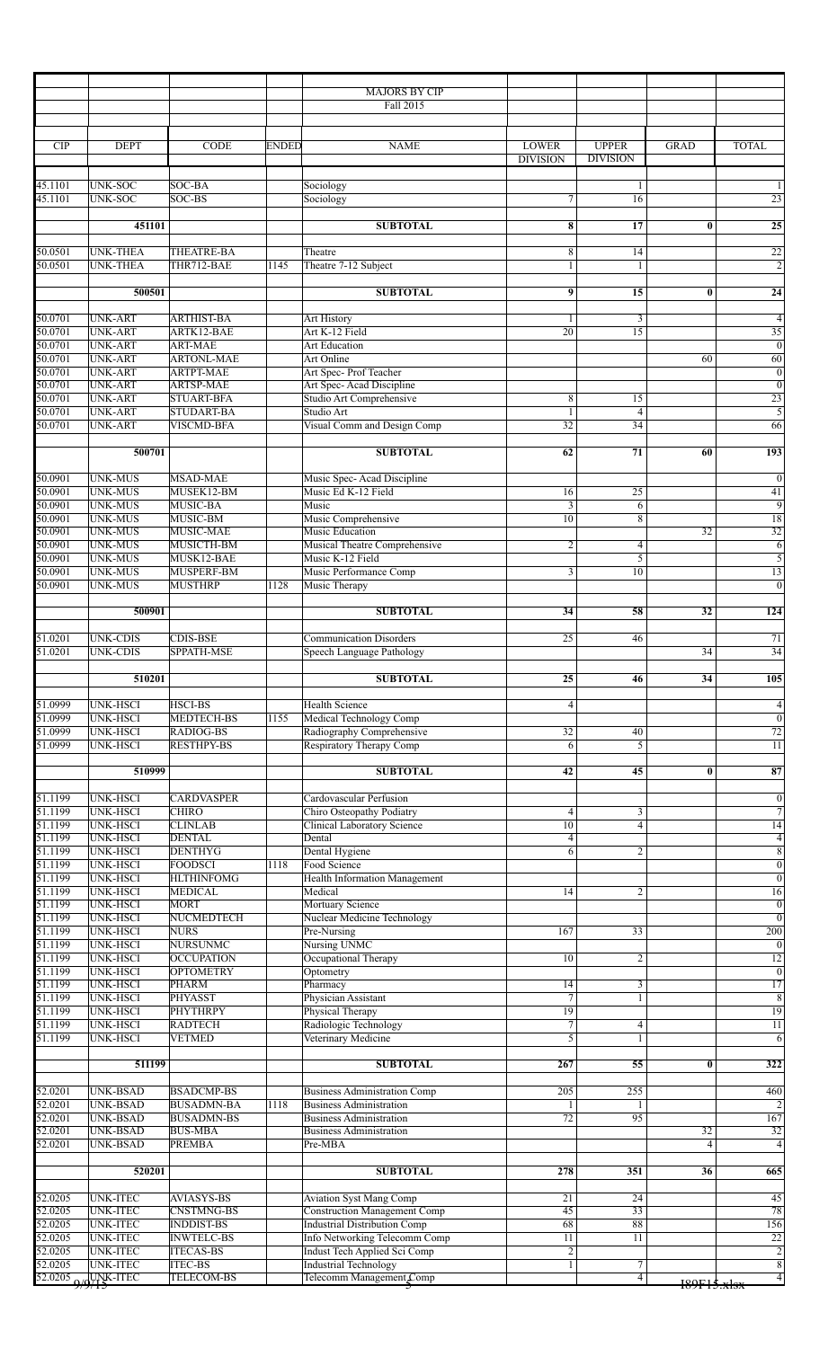| | | | | MAJORS BY CIP | | | | |
|---|---|---|---|---|---|---|---|---|
| | | | | Fall 2015 | | | | |
| CIP | DEPT | CODE | ENDED | NAME | LOWER DIVISION | UPPER DIVISION | GRAD | TOTAL |
| 45.1101 | UNK-SOC | SOC-BA | | Sociology | | 1 | | 1 |
| 45.1101 | UNK-SOC | SOC-BS | | Sociology | 7 | 16 | | 23 |
| | 451101 | | | SUBTOTAL | 8 | 17 | 0 | 25 |
| 50.0501 | UNK-THEA | THEATRE-BA | | Theatre | 8 | 14 | | 22 |
| 50.0501 | UNK-THEA | THR712-BAE | 1145 | Theatre 7-12 Subject | 1 | 1 | | 2 |
| | 500501 | | | SUBTOTAL | 9 | 15 | 0 | 24 |
| 50.0701 | UNK-ART | ARTHIST-BA | | Art History | 1 | 3 | | 4 |
| 50.0701 | UNK-ART | ARTK12-BAE | | Art K-12 Field | 20 | 15 | | 35 |
| 50.0701 | UNK-ART | ART-MAE | | Art Education | | | | 0 |
| 50.0701 | UNK-ART | ARTONL-MAE | | Art Online | | | 60 | 60 |
| 50.0701 | UNK-ART | ARTPT-MAE | | Art Spec- Prof Teacher | | | | 0 |
| 50.0701 | UNK-ART | ARTSP-MAE | | Art Spec- Acad Discipline | | | | 0 |
| 50.0701 | UNK-ART | STUART-BFA | | Studio Art Comprehensive | 8 | 15 | | 23 |
| 50.0701 | UNK-ART | STUDART-BA | | Studio Art | 1 | 4 | | 5 |
| 50.0701 | UNK-ART | VISCMD-BFA | | Visual Comm and Design Comp | 32 | 34 | | 66 |
| | 500701 | | | SUBTOTAL | 62 | 71 | 60 | 193 |
| 50.0901 | UNK-MUS | MSAD-MAE | | Music Spec- Acad Discipline | | | | 0 |
| 50.0901 | UNK-MUS | MUSEK12-BM | | Music Ed K-12 Field | 16 | 25 | | 41 |
| 50.0901 | UNK-MUS | MUSIC-BA | | Music | 3 | 6 | | 9 |
| 50.0901 | UNK-MUS | MUSIC-BM | | Music Comprehensive | 10 | 8 | | 18 |
| 50.0901 | UNK-MUS | MUSIC-MAE | | Music Education | | | 32 | 32 |
| 50.0901 | UNK-MUS | MUSICTH-BM | | Musical Theatre Comprehensive | 2 | 4 | | 6 |
| 50.0901 | UNK-MUS | MUSK12-BAE | | Music K-12 Field | | 5 | | 5 |
| 50.0901 | UNK-MUS | MUSPERF-BM | | Music Performance Comp | 3 | 10 | | 13 |
| 50.0901 | UNK-MUS | MUSTHRP | 1128 | Music Therapy | | | | 0 |
| | 500901 | | | SUBTOTAL | 34 | 58 | 32 | 124 |
| 51.0201 | UNK-CDIS | CDIS-BSE | | Communication Disorders | 25 | 46 | | 71 |
| 51.0201 | UNK-CDIS | SPPATH-MSE | | Speech Language Pathology | | | 34 | 34 |
| | 510201 | | | SUBTOTAL | 25 | 46 | 34 | 105 |
| 51.0999 | UNK-HSCI | HSCI-BS | | Health Science | 4 | | | 4 |
| 51.0999 | UNK-HSCI | MEDTECH-BS | 1155 | Medical Technology Comp | | | | 0 |
| 51.0999 | UNK-HSCI | RADIOG-BS | | Radiography Comprehensive | 32 | 40 | | 72 |
| 51.0999 | UNK-HSCI | RESTHPY-BS | | Respiratory Therapy Comp | 6 | 5 | | 11 |
| | 510999 | | | SUBTOTAL | 42 | 45 | 0 | 87 |
| 51.1199 | UNK-HSCI | CARDVASPER | | Cardovascular Perfusion | | | | 0 |
| 51.1199 | UNK-HSCI | CHIRO | | Chiro Osteopathy Podiatry | 4 | 3 | | 7 |
| 51.1199 | UNK-HSCI | CLINLAB | | Clinical Laboratory Science | 10 | 4 | | 14 |
| 51.1199 | UNK-HSCI | DENTAL | | Dental | 4 | | | 4 |
| 51.1199 | UNK-HSCI | DENTHYG | | Dental Hygiene | 6 | 2 | | 8 |
| 51.1199 | UNK-HSCI | FOODSCI | 1118 | Food Science | | | | 0 |
| 51.1199 | UNK-HSCI | HLTHINFOMG | | Health Information Management | | | | 0 |
| 51.1199 | UNK-HSCI | MEDICAL | | Medical | 14 | 2 | | 16 |
| 51.1199 | UNK-HSCI | MORT | | Mortuary Science | | | | 0 |
| 51.1199 | UNK-HSCI | NUCMEDTECH | | Nuclear Medicine Technology | | | | 0 |
| 51.1199 | UNK-HSCI | NURS | | Pre-Nursing | 167 | 33 | | 200 |
| 51.1199 | UNK-HSCI | NURSUNMC | | Nursing UNMC | | | | 0 |
| 51.1199 | UNK-HSCI | OCCUPATION | | Occupational Therapy | 10 | 2 | | 12 |
| 51.1199 | UNK-HSCI | OPTOMETRY | | Optometry | | | | 0 |
| 51.1199 | UNK-HSCI | PHARM | | Pharmacy | 14 | 3 | | 17 |
| 51.1199 | UNK-HSCI | PHYASST | | Physician Assistant | 7 | 1 | | 8 |
| 51.1199 | UNK-HSCI | PHYTHRPY | | Physical Therapy | 19 | | | 19 |
| 51.1199 | UNK-HSCI | RADTECH | | Radiologic Technology | 7 | 4 | | 11 |
| 51.1199 | UNK-HSCI | VETMED | | Veterinary Medicine | 5 | 1 | | 6 |
| | 511199 | | | SUBTOTAL | 267 | 55 | 0 | 322 |
| 52.0201 | UNK-BSAD | BSADCMP-BS | | Business Administration Comp | 205 | 255 | | 460 |
| 52.0201 | UNK-BSAD | BUSADMN-BA | 1118 | Business Administration | 1 | 1 | | 2 |
| 52.0201 | UNK-BSAD | BUSADMN-BS | | Business Administration | 72 | 95 | | 167 |
| 52.0201 | UNK-BSAD | BUS-MBA | | Business Administration | | | 32 | 32 |
| 52.0201 | UNK-BSAD | PREMBA | | Pre-MBA | | | 4 | 4 |
| | 520201 | | | SUBTOTAL | 278 | 351 | 36 | 665 |
| 52.0205 | UNK-ITEC | AVIASYS-BS | | Aviation Syst Mang Comp | 21 | 24 | | 45 |
| 52.0205 | UNK-ITEC | CNSTMNG-BS | | Construction Management Comp | 45 | 33 | | 78 |
| 52.0205 | UNK-ITEC | INDDIST-BS | | Industrial Distribution Comp | 68 | 88 | | 156 |
| 52.0205 | UNK-ITEC | INWTELC-BS | | Info Networking Telecomm Comp | 11 | 11 | | 22 |
| 52.0205 | UNK-ITEC | ITECAS-BS | | Indust Tech Applied Sci Comp | 2 | | | 2 |
| 52.0205 | UNK-ITEC | ITEC-BS | | Industrial Technology | 1 | 7 | | 8 |
| 52.0205 | UNK-ITEC | TELECOM-BS | | Telecomm Management Comp | | 4 | | 4 |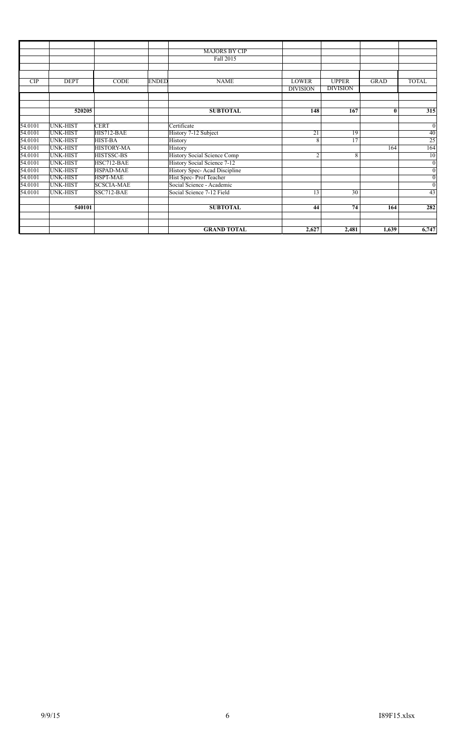| | | | | | | | | |
|---|---|---|---|---|---|---|---|---|
| | | | | MAJORS BY CIP | | | | |
| | | | | Fall 2015 | | | | |
| CIP | DEPT | CODE | ENDED | NAME | LOWER DIVISION | UPPER DIVISION | GRAD | TOTAL |
| | **520205** | | | **SUBTOTAL** | **148** | **167** | **0** | **315** |
| 54.0101 | UNK-HIST | CERT | | Certificate | | | | 0 |
| 54.0101 | UNK-HIST | HIS712-BAE | | History 7-12 Subject | 21 | 19 | | 40 |
| 54.0101 | UNK-HIST | HIST-BA | | History | 8 | 17 | | 25 |
| 54.0101 | UNK-HIST | HISTORY-MA | | History | | | 164 | 164 |
| 54.0101 | UNK-HIST | HISTSSC-BS | | History Social Science Comp | 2 | 8 | | 10 |
| 54.0101 | UNK-HIST | HSC712-BAE | | History Social Science 7-12 | | | | 0 |
| 54.0101 | UNK-HIST | HSPAD-MAE | | History Spec- Acad Discipline | | | | 0 |
| 54.0101 | UNK-HIST | HSPT-MAE | | Hist Spec- Prof Teacher | | | | 0 |
| 54.0101 | UNK-HIST | SCSCIA-MAE | | Social Science - Academic | | | | 0 |
| 54.0101 | UNK-HIST | SSC712-BAE | | Social Science 7-12 Field | 13 | 30 | | 43 |
| | **540101** | | | **SUBTOTAL** | **44** | **74** | **164** | **282** |
| | | | | **GRAND TOTAL** | **2,627** | **2,481** | **1,639** | **6,747** |

9/9/15 I89F15.xlsx